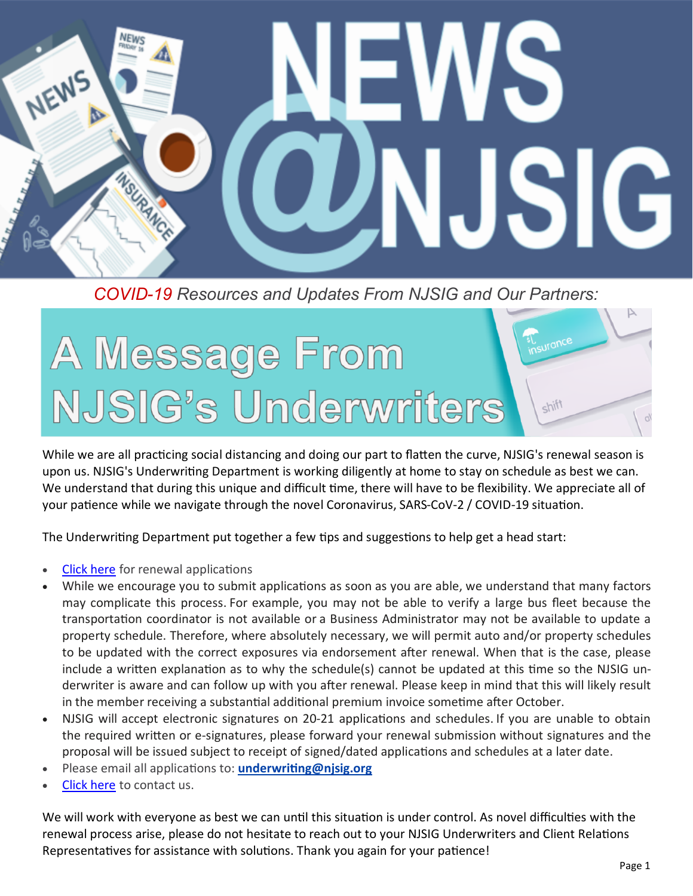# NEWS @NJSIG

*COVID-19 Resources and Updates From NJSIG and Our Partners:*

## A Message From NJSIG's Underwriters

While we are all practicing social distancing and doing our part to flatten the curve, NJSIG's renewal season is upon us. NJSIG's Underwriting Department is working diligently at home to stay on schedule as best we can. We understand that during this unique and difficult time, there will have to be flexibility. We appreciate all of your patience while we navigate through the novel Coronavirus, SARS-CoV-2 / COVID-19 situation.

The Underwriting Department put together a few tips and suggestions to help get a head start:

- Click here for renewal applications
- While we encourage you to submit applications as soon as you are able, we understand that many factors may complicate this process. For example, you may not be able to verify a large bus fleet because the transportation coordinator is not available or a Business Administrator may not be available to update a property schedule. Therefore, where absolutely necessary, we will permit auto and/or property schedules to be updated with the correct exposures via endorsement after renewal. When that is the case, please include a written explanation as to why the schedule(s) cannot be updated at this time so the NJSIG underwriter is aware and can follow up with you after renewal. Please keep in mind that this will likely result in the member receiving a substantial additional premium invoice sometime after October.
- NJSIG will accept electronic signatures on 20-21 applications and schedules. If you are unable to obtain the required written or e-signatures, please forward your renewal submission without signatures and the proposal will be issued subject to receipt of signed/dated applications and schedules at a later date.
- Please email all applications to: **underwriting@njsig.org**
- Click here to contact us.

We will work with everyone as best we can until this situation is under control. As novel difficulties with the renewal process arise, please do not hesitate to reach out to your NJSIG Underwriters and Client Relations Representatives for assistance with solutions. Thank you again for your patience!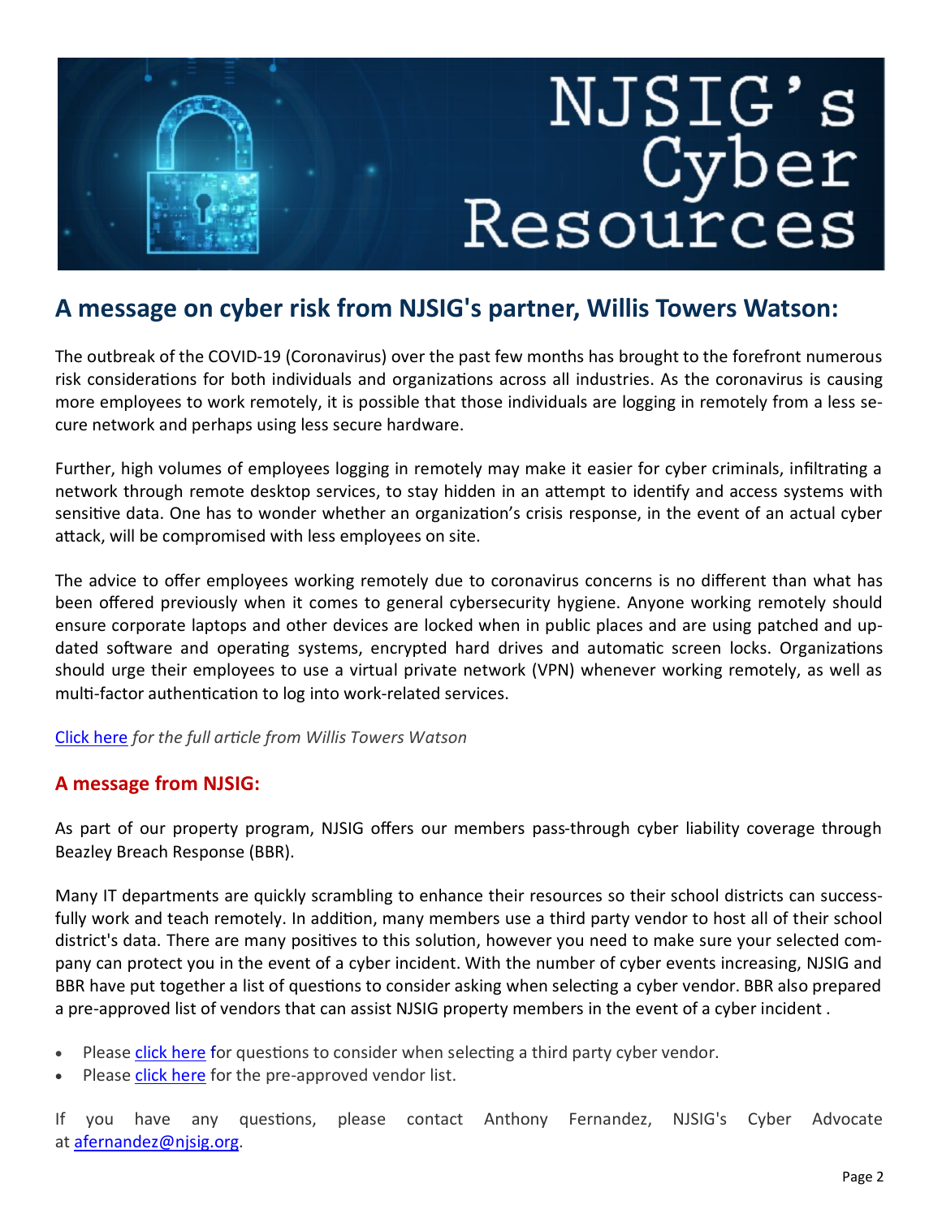# NJSIG's Cyber Resources

## A message on cyber risk from NJSIG's partner, Willis Towers Watson:

The outbreak of the COVID-19 (Coronavirus) over the past few months has brought to the forefront numerous risk considerations for both individuals and organizations across all industries. As the coronavirus is causing more employees to work remotely, it is possible that those individuals are logging in remotely from a less secure network and perhaps using less secure hardware.

Further, high volumes of employees logging in remotely may make it easier for cyber criminals, infiltrating a network through remote desktop services, to stay hidden in an attempt to identify and access systems with sensitive data. One has to wonder whether an organization's crisis response, in the event of an actual cyber attack, will be compromised with less employees on site.

The advice to offer employees working remotely due to coronavirus concerns is no different than what has been offered previously when it comes to general cybersecurity hygiene. Anyone working remotely should ensure corporate laptops and other devices are locked when in public places and are using patched and updated software and operating systems, encrypted hard drives and automatic screen locks. Organizations should urge their employees to use a virtual private network (VPN) whenever working remotely, as well as multi-factor authentication to log into work-related services.

Click here *for the full article from Willis Towers Watson*

### A message from NJSIG:

As part of our property program, NJSIG offers our members pass-through cyber liability coverage through Beazley Breach Response (BBR).

Many IT departments are quickly scrambling to enhance their resources so their school districts can successfully work and teach remotely. In addition, many members use a third party vendor to host all of their school district's data. There are many positives to this solution, however you need to make sure your selected company can protect you in the event of a cyber incident. With the number of cyber events increasing, NJSIG and BBR have put together a list of questions to consider asking when selecting a cyber vendor. BBR also prepared a pre-approved list of vendors that can assist NJSIG property members in the event of a cyber incident .

- Please click here for questions to consider when selecting a third party cyber vendor.
- Please click here for the pre-approved vendor list.

If you have any questions, please contact Anthony Fernandez, NJSIG's Cyber Advocate at afernandez@njsig.org.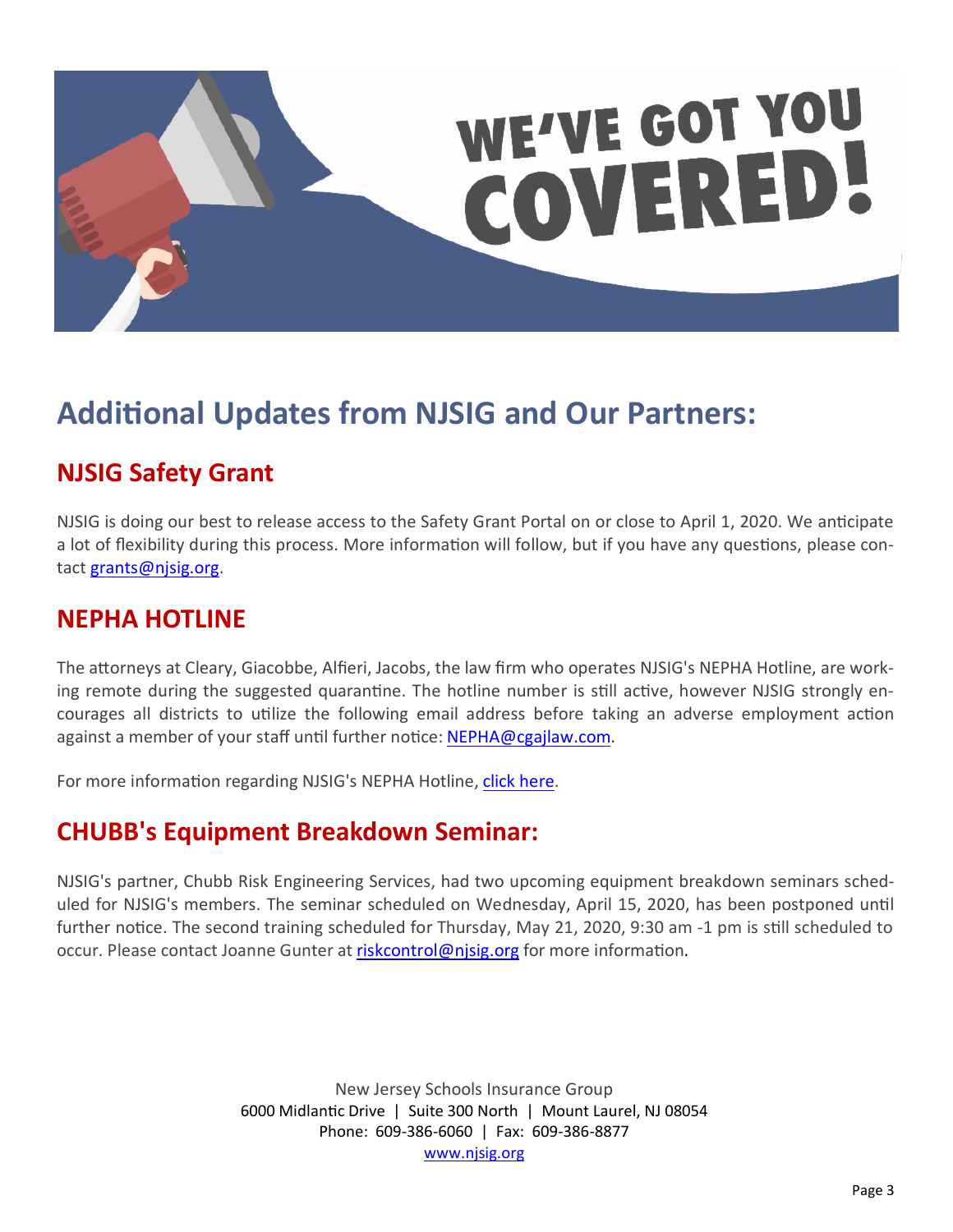# Additional Updates from NJSIG and Our Partners:

## NJSIG Safety Grant

NJSIG is doing our best to release access to the Safety Grant Portal on or close to April 1, 2020. We anticipate a lot of flexibility during this process. More information will follow, but if you have any questions, please contact grants@njsig.org.

## NEPHA HOTLINE

The attorneys at Cleary, Giacobbe, Alfieri, Jacobs, the law firm who operates NJSIG's NEPHA Hotline, are working remote during the suggested quarantine. The hotline number is still active, however NJSIG strongly encourages all districts to utilize the following email address before taking an adverse employment action against a member of your staff until further notice: NEPHA@cgajlaw.com.

For more information regarding NJSIG's NEPHA Hotline, click here.

## CHUBB's Equipment Breakdown Seminar:

NJSIG's partner, Chubb Risk Engineering Services, had two upcoming equipment breakdown seminars scheduled for NJSIG's members. The seminar scheduled on Wednesday, April 15, 2020, has been postponed until further notice. The second training scheduled for Thursday, May 21, 2020, 9:30 am -1 pm is still scheduled to occur. Please contact Joanne Gunter at riskcontrol@njsig.org for more information.

New Jersey Schools Insurance Group
6000 Midlantic Drive | Suite 300 North | Mount Laurel, NJ 08054
Phone: 609-386-6060 | Fax: 609-386-8877
www.njsig.org